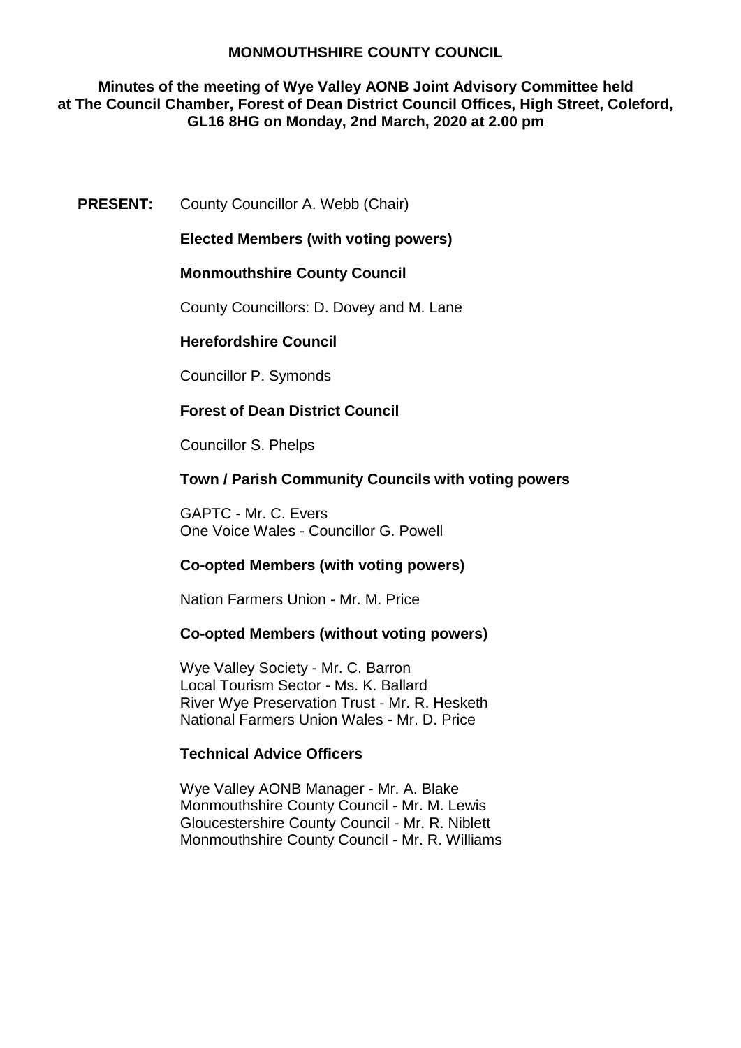**MONMOUTHSHIRE COUNTY COUNCIL**

**Minutes of the meeting of Wye Valley AONB Joint Advisory Committee held at The Council Chamber, Forest of Dean District Council Offices, High Street, Coleford, GL16 8HG on Monday, 2nd March, 2020 at 2.00 pm**

**PRESENT:** County Councillor A. Webb (Chair)

**Elected Members (with voting powers)**

**Monmouthshire County Council**

County Councillors: D. Dovey and M. Lane

**Herefordshire Council**

Councillor P. Symonds

**Forest of Dean District Council**

Councillor S. Phelps

**Town / Parish Community Councils with voting powers**

GAPTC - Mr. C. Evers
One Voice Wales - Councillor G. Powell

**Co-opted Members (with voting powers)**

Nation Farmers Union - Mr. M. Price

**Co-opted Members (without voting powers)**

Wye Valley Society - Mr. C. Barron
Local Tourism Sector - Ms. K. Ballard
River Wye Preservation Trust - Mr. R. Hesketh
National Farmers Union Wales - Mr. D. Price

**Technical Advice Officers**

Wye Valley AONB Manager - Mr. A. Blake
Monmouthshire County Council - Mr. M. Lewis
Gloucestershire County Council - Mr. R. Niblett
Monmouthshire County Council - Mr. R. Williams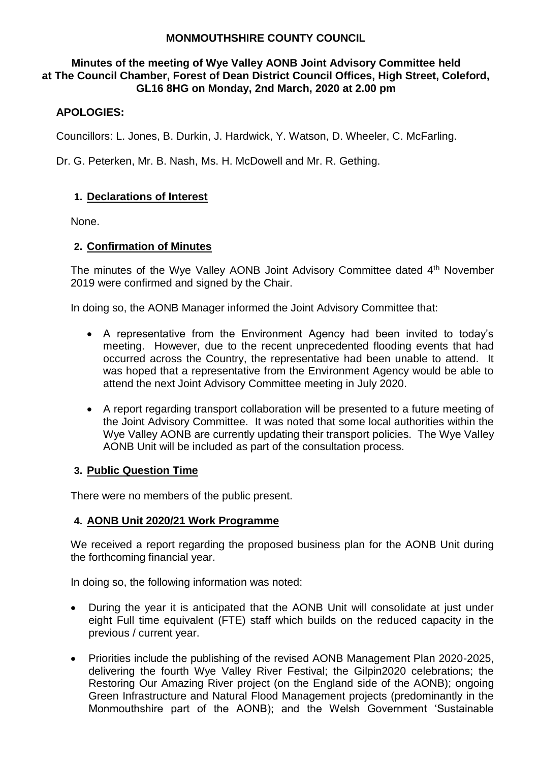**MONMOUTHSHIRE COUNTY COUNCIL**

**Minutes of the meeting of Wye Valley AONB Joint Advisory Committee held at The Council Chamber, Forest of Dean District Council Offices, High Street, Coleford, GL16 8HG on Monday, 2nd March, 2020 at 2.00 pm**

**APOLOGIES:**

Councillors: L. Jones, B. Durkin, J. Hardwick, Y. Watson, D. Wheeler, C. McFarling.

Dr. G. Peterken, Mr. B. Nash, Ms. H. McDowell and Mr. R. Gething.

## 1. Declarations of Interest

None.

## 2. Confirmation of Minutes

The minutes of the Wye Valley AONB Joint Advisory Committee dated 4th November 2019 were confirmed and signed by the Chair.

In doing so, the AONB Manager informed the Joint Advisory Committee that:

- A representative from the Environment Agency had been invited to today's meeting. However, due to the recent unprecedented flooding events that had occurred across the Country, the representative had been unable to attend. It was hoped that a representative from the Environment Agency would be able to attend the next Joint Advisory Committee meeting in July 2020.
- A report regarding transport collaboration will be presented to a future meeting of the Joint Advisory Committee. It was noted that some local authorities within the Wye Valley AONB are currently updating their transport policies. The Wye Valley AONB Unit will be included as part of the consultation process.

## 3. Public Question Time

There were no members of the public present.

## 4. AONB Unit 2020/21 Work Programme

We received a report regarding the proposed business plan for the AONB Unit during the forthcoming financial year.

In doing so, the following information was noted:

- During the year it is anticipated that the AONB Unit will consolidate at just under eight Full time equivalent (FTE) staff which builds on the reduced capacity in the previous / current year.
- Priorities include the publishing of the revised AONB Management Plan 2020-2025, delivering the fourth Wye Valley River Festival; the Gilpin2020 celebrations; the Restoring Our Amazing River project (on the England side of the AONB); ongoing Green Infrastructure and Natural Flood Management projects (predominantly in the Monmouthshire part of the AONB); and the Welsh Government 'Sustainable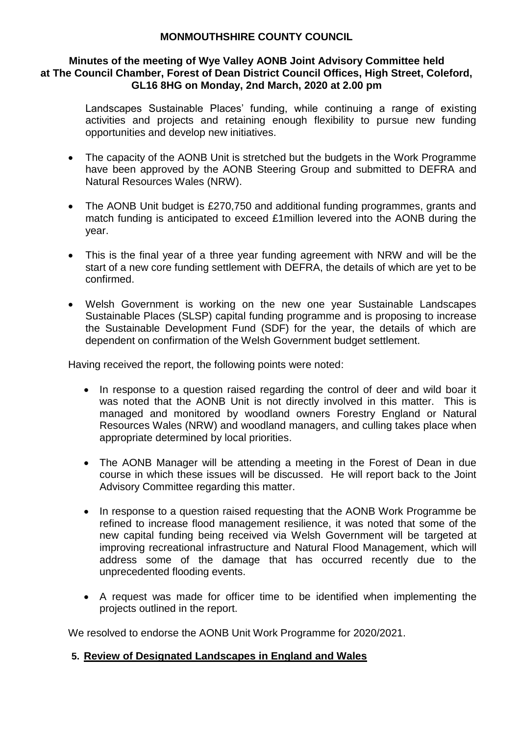Landscapes Sustainable Places' funding, while continuing a range of existing activities and projects and retaining enough flexibility to pursue new funding opportunities and develop new initiatives.

- The capacity of the AONB Unit is stretched but the budgets in the Work Programme have been approved by the AONB Steering Group and submitted to DEFRA and Natural Resources Wales (NRW).
- The AONB Unit budget is £270,750 and additional funding programmes, grants and match funding is anticipated to exceed £1million levered into the AONB during the year.
- This is the final year of a three year funding agreement with NRW and will be the start of a new core funding settlement with DEFRA, the details of which are yet to be confirmed.
- Welsh Government is working on the new one year Sustainable Landscapes Sustainable Places (SLSP) capital funding programme and is proposing to increase the Sustainable Development Fund (SDF) for the year, the details of which are dependent on confirmation of the Welsh Government budget settlement.

Having received the report, the following points were noted:

- In response to a question raised regarding the control of deer and wild boar it was noted that the AONB Unit is not directly involved in this matter. This is managed and monitored by woodland owners Forestry England or Natural Resources Wales (NRW) and woodland managers, and culling takes place when appropriate determined by local priorities.
- The AONB Manager will be attending a meeting in the Forest of Dean in due course in which these issues will be discussed. He will report back to the Joint Advisory Committee regarding this matter.
- In response to a question raised requesting that the AONB Work Programme be refined to increase flood management resilience, it was noted that some of the new capital funding being received via Welsh Government will be targeted at improving recreational infrastructure and Natural Flood Management, which will address some of the damage that has occurred recently due to the unprecedented flooding events.
- A request was made for officer time to be identified when implementing the projects outlined in the report.

We resolved to endorse the AONB Unit Work Programme for 2020/2021.

## 5. Review of Designated Landscapes in England and Wales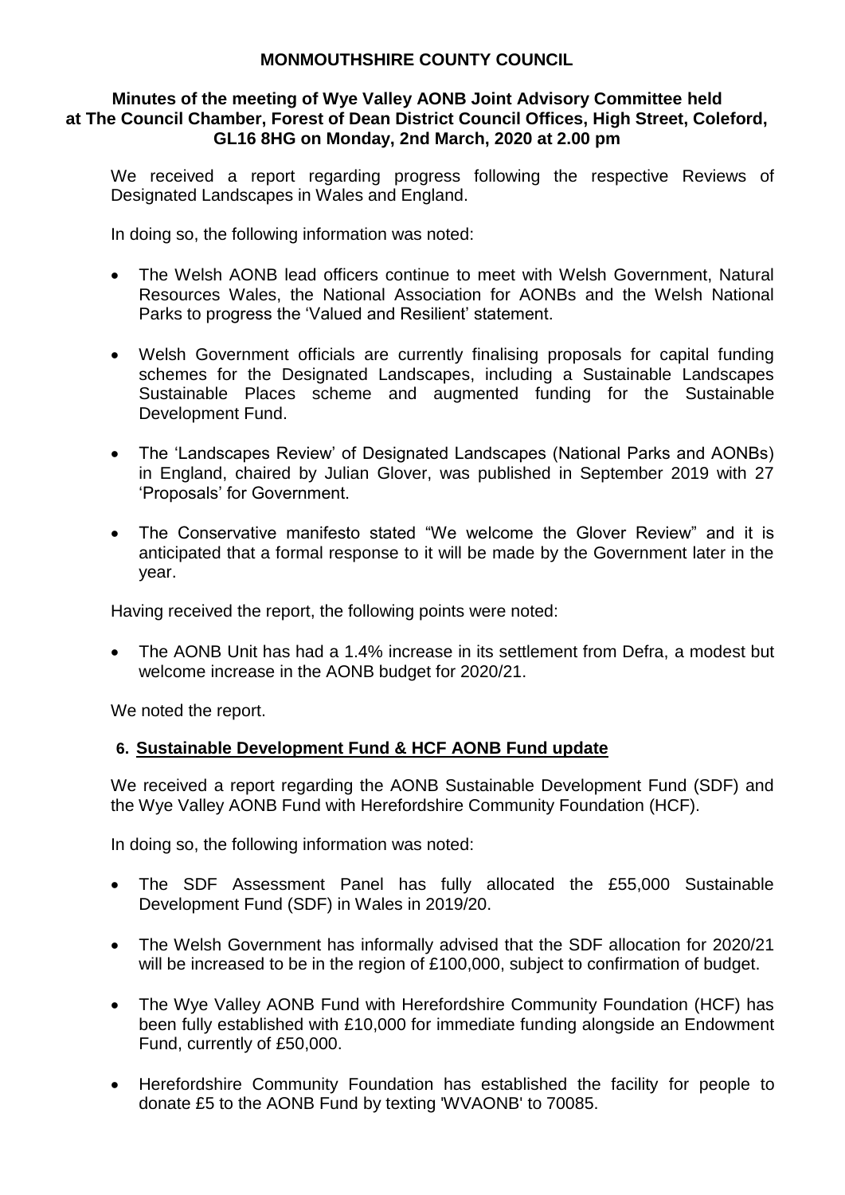**MONMOUTHSHIRE COUNTY COUNCIL**

**Minutes of the meeting of Wye Valley AONB Joint Advisory Committee held at The Council Chamber, Forest of Dean District Council Offices, High Street, Coleford, GL16 8HG on Monday, 2nd March, 2020 at 2.00 pm**

We received a report regarding progress following the respective Reviews of Designated Landscapes in Wales and England.

In doing so, the following information was noted:

- The Welsh AONB lead officers continue to meet with Welsh Government, Natural Resources Wales, the National Association for AONBs and the Welsh National Parks to progress the 'Valued and Resilient' statement.
- Welsh Government officials are currently finalising proposals for capital funding schemes for the Designated Landscapes, including a Sustainable Landscapes Sustainable Places scheme and augmented funding for the Sustainable Development Fund.
- The 'Landscapes Review' of Designated Landscapes (National Parks and AONBs) in England, chaired by Julian Glover, was published in September 2019 with 27 'Proposals' for Government.
- The Conservative manifesto stated "We welcome the Glover Review" and it is anticipated that a formal response to it will be made by the Government later in the year.

Having received the report, the following points were noted:

- The AONB Unit has had a 1.4% increase in its settlement from Defra, a modest but welcome increase in the AONB budget for 2020/21.

We noted the report.

## 6. Sustainable Development Fund & HCF AONB Fund update

We received a report regarding the AONB Sustainable Development Fund (SDF) and the Wye Valley AONB Fund with Herefordshire Community Foundation (HCF).

In doing so, the following information was noted:

- The SDF Assessment Panel has fully allocated the £55,000 Sustainable Development Fund (SDF) in Wales in 2019/20.
- The Welsh Government has informally advised that the SDF allocation for 2020/21 will be increased to be in the region of £100,000, subject to confirmation of budget.
- The Wye Valley AONB Fund with Herefordshire Community Foundation (HCF) has been fully established with £10,000 for immediate funding alongside an Endowment Fund, currently of £50,000.
- Herefordshire Community Foundation has established the facility for people to donate £5 to the AONB Fund by texting 'WVAONB' to 70085.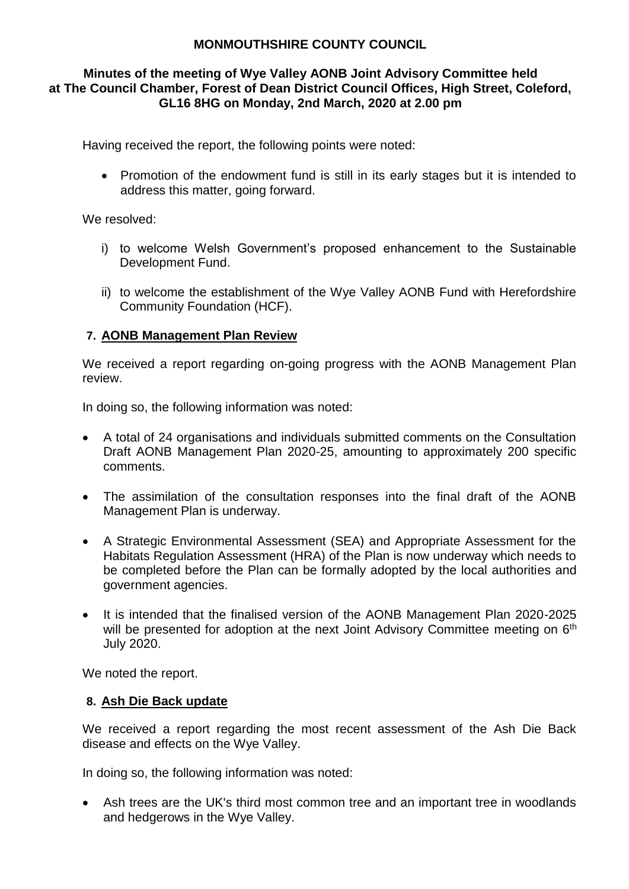**MONMOUTHSHIRE COUNTY COUNCIL**

**Minutes of the meeting of Wye Valley AONB Joint Advisory Committee held at The Council Chamber, Forest of Dean District Council Offices, High Street, Coleford, GL16 8HG on Monday, 2nd March, 2020 at 2.00 pm**

Having received the report, the following points were noted:

- Promotion of the endowment fund is still in its early stages but it is intended to address this matter, going forward.

We resolved:

i) to welcome Welsh Government's proposed enhancement to the Sustainable Development Fund.

ii) to welcome the establishment of the Wye Valley AONB Fund with Herefordshire Community Foundation (HCF).

## 7. AONB Management Plan Review

We received a report regarding on-going progress with the AONB Management Plan review.

In doing so, the following information was noted:

- A total of 24 organisations and individuals submitted comments on the Consultation Draft AONB Management Plan 2020-25, amounting to approximately 200 specific comments.
- The assimilation of the consultation responses into the final draft of the AONB Management Plan is underway.
- A Strategic Environmental Assessment (SEA) and Appropriate Assessment for the Habitats Regulation Assessment (HRA) of the Plan is now underway which needs to be completed before the Plan can be formally adopted by the local authorities and government agencies.
- It is intended that the finalised version of the AONB Management Plan 2020-2025 will be presented for adoption at the next Joint Advisory Committee meeting on 6th July 2020.

We noted the report.

## 8. Ash Die Back update

We received a report regarding the most recent assessment of the Ash Die Back disease and effects on the Wye Valley.

In doing so, the following information was noted:

- Ash trees are the UK's third most common tree and an important tree in woodlands and hedgerows in the Wye Valley.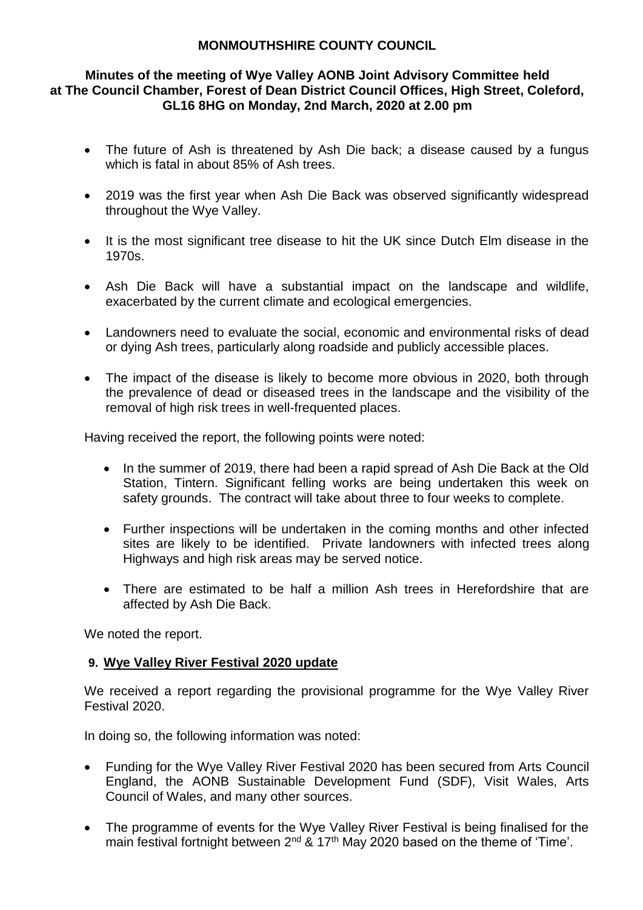**MONMOUTHSHIRE COUNTY COUNCIL**

**Minutes of the meeting of Wye Valley AONB Joint Advisory Committee held at The Council Chamber, Forest of Dean District Council Offices, High Street, Coleford, GL16 8HG on Monday, 2nd March, 2020 at 2.00 pm**

- The future of Ash is threatened by Ash Die back; a disease caused by a fungus which is fatal in about 85% of Ash trees.
- 2019 was the first year when Ash Die Back was observed significantly widespread throughout the Wye Valley.
- It is the most significant tree disease to hit the UK since Dutch Elm disease in the 1970s.
- Ash Die Back will have a substantial impact on the landscape and wildlife, exacerbated by the current climate and ecological emergencies.
- Landowners need to evaluate the social, economic and environmental risks of dead or dying Ash trees, particularly along roadside and publicly accessible places.
- The impact of the disease is likely to become more obvious in 2020, both through the prevalence of dead or diseased trees in the landscape and the visibility of the removal of high risk trees in well-frequented places.

Having received the report, the following points were noted:

- In the summer of 2019, there had been a rapid spread of Ash Die Back at the Old Station, Tintern. Significant felling works are being undertaken this week on safety grounds. The contract will take about three to four weeks to complete.
- Further inspections will be undertaken in the coming months and other infected sites are likely to be identified. Private landowners with infected trees along Highways and high risk areas may be served notice.
- There are estimated to be half a million Ash trees in Herefordshire that are affected by Ash Die Back.

We noted the report.

## 9. Wye Valley River Festival 2020 update

We received a report regarding the provisional programme for the Wye Valley River Festival 2020.

In doing so, the following information was noted:

- Funding for the Wye Valley River Festival 2020 has been secured from Arts Council England, the AONB Sustainable Development Fund (SDF), Visit Wales, Arts Council of Wales, and many other sources.
- The programme of events for the Wye Valley River Festival is being finalised for the main festival fortnight between 2nd & 17th May 2020 based on the theme of 'Time'.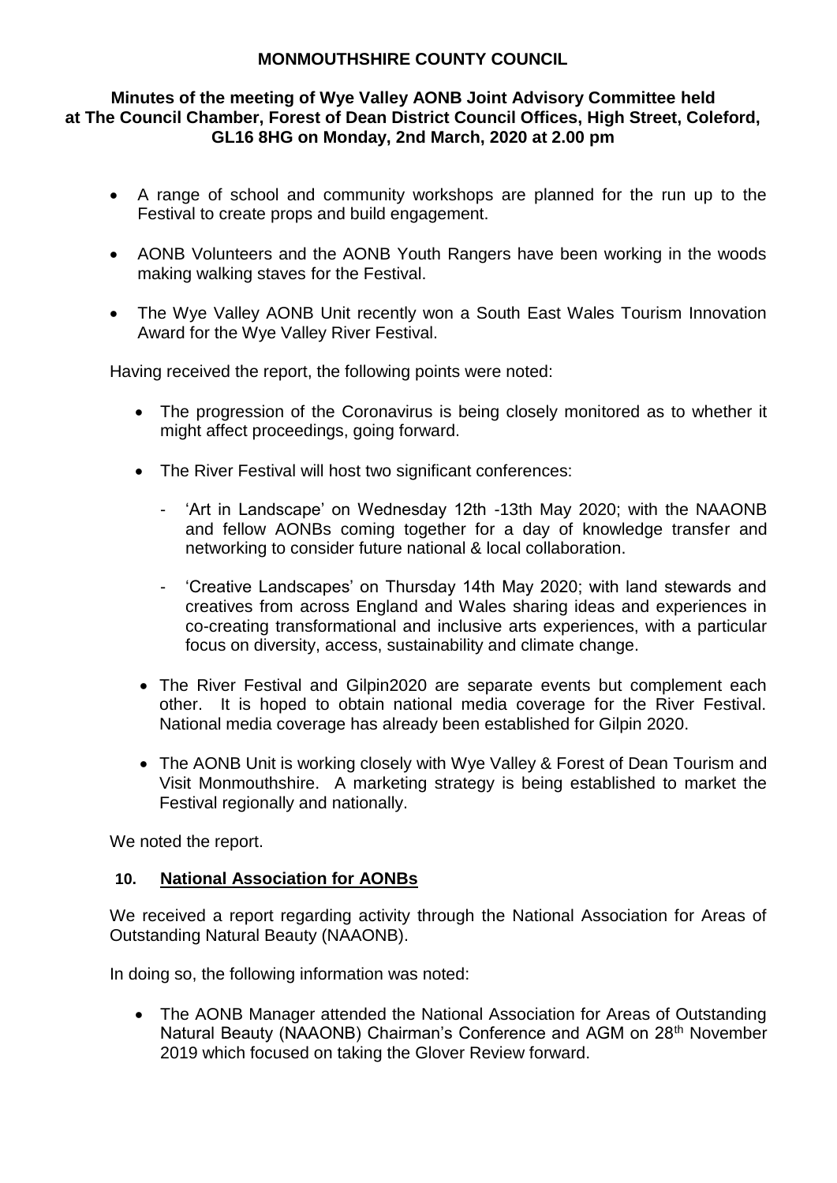**MONMOUTHSHIRE COUNTY COUNCIL**

**Minutes of the meeting of Wye Valley AONB Joint Advisory Committee held at The Council Chamber, Forest of Dean District Council Offices, High Street, Coleford, GL16 8HG on Monday, 2nd March, 2020 at 2.00 pm**

- A range of school and community workshops are planned for the run up to the Festival to create props and build engagement.
- AONB Volunteers and the AONB Youth Rangers have been working in the woods making walking staves for the Festival.
- The Wye Valley AONB Unit recently won a South East Wales Tourism Innovation Award for the Wye Valley River Festival.

Having received the report, the following points were noted:

- The progression of the Coronavirus is being closely monitored as to whether it might affect proceedings, going forward.
- The River Festival will host two significant conferences:
  - 'Art in Landscape' on Wednesday 12th -13th May 2020; with the NAAONB and fellow AONBs coming together for a day of knowledge transfer and networking to consider future national & local collaboration.
  - 'Creative Landscapes' on Thursday 14th May 2020; with land stewards and creatives from across England and Wales sharing ideas and experiences in co-creating transformational and inclusive arts experiences, with a particular focus on diversity, access, sustainability and climate change.
- The River Festival and Gilpin2020 are separate events but complement each other. It is hoped to obtain national media coverage for the River Festival. National media coverage has already been established for Gilpin 2020.
- The AONB Unit is working closely with Wye Valley & Forest of Dean Tourism and Visit Monmouthshire. A marketing strategy is being established to market the Festival regionally and nationally.

We noted the report.

## 10. National Association for AONBs

We received a report regarding activity through the National Association for Areas of Outstanding Natural Beauty (NAAONB).

In doing so, the following information was noted:

- The AONB Manager attended the National Association for Areas of Outstanding Natural Beauty (NAAONB) Chairman's Conference and AGM on 28th November 2019 which focused on taking the Glover Review forward.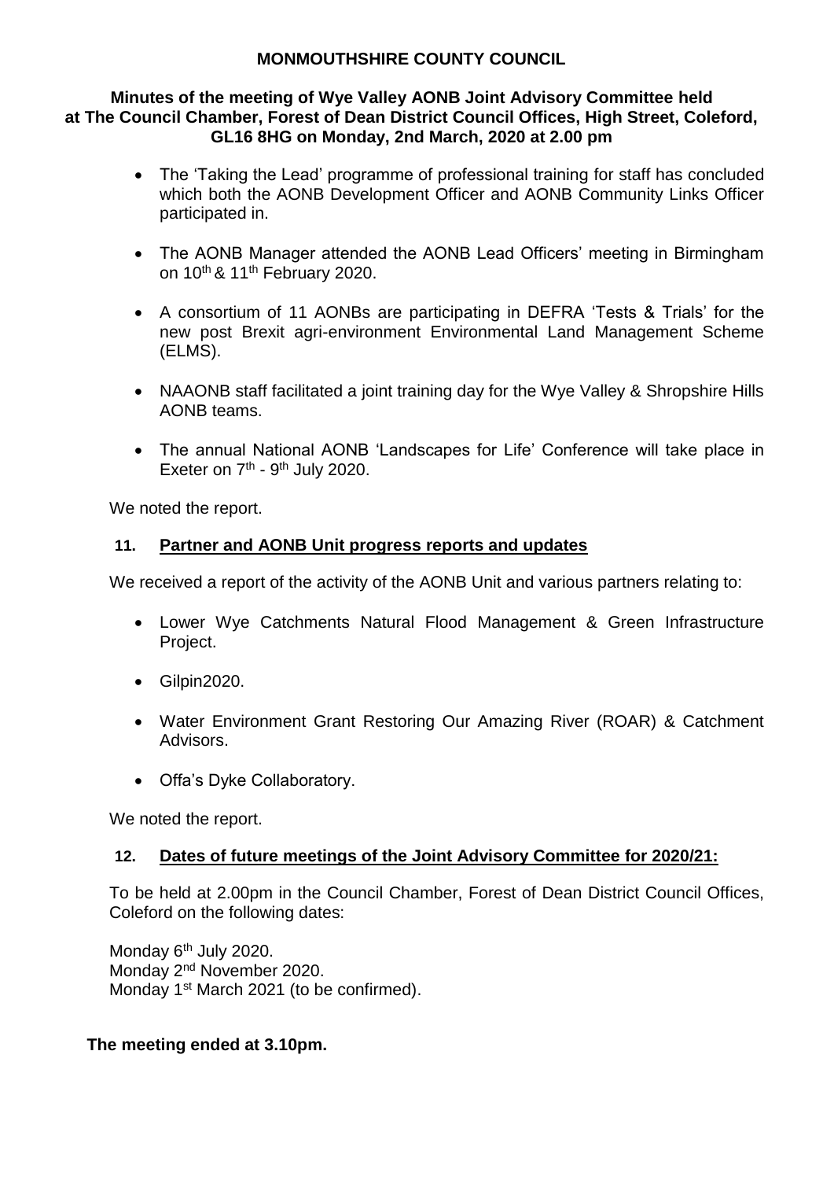**MONMOUTHSHIRE COUNTY COUNCIL**

**Minutes of the meeting of Wye Valley AONB Joint Advisory Committee held at The Council Chamber, Forest of Dean District Council Offices, High Street, Coleford, GL16 8HG on Monday, 2nd March, 2020 at 2.00 pm**

- The 'Taking the Lead' programme of professional training for staff has concluded which both the AONB Development Officer and AONB Community Links Officer participated in.
- The AONB Manager attended the AONB Lead Officers' meeting in Birmingham on 10th & 11th February 2020.
- A consortium of 11 AONBs are participating in DEFRA 'Tests & Trials' for the new post Brexit agri-environment Environmental Land Management Scheme (ELMS).
- NAAONB staff facilitated a joint training day for the Wye Valley & Shropshire Hills AONB teams.
- The annual National AONB 'Landscapes for Life' Conference will take place in Exeter on 7th - 9th July 2020.

We noted the report.

## 11. Partner and AONB Unit progress reports and updates

We received a report of the activity of the AONB Unit and various partners relating to:

- Lower Wye Catchments Natural Flood Management & Green Infrastructure Project.
- Gilpin2020.
- Water Environment Grant Restoring Our Amazing River (ROAR) & Catchment Advisors.
- Offa's Dyke Collaboratory.

We noted the report.

## 12. Dates of future meetings of the Joint Advisory Committee for 2020/21:

To be held at 2.00pm in the Council Chamber, Forest of Dean District Council Offices, Coleford on the following dates:

Monday 6th July 2020.
Monday 2nd November 2020.
Monday 1st March 2021 (to be confirmed).

**The meeting ended at 3.10pm.**